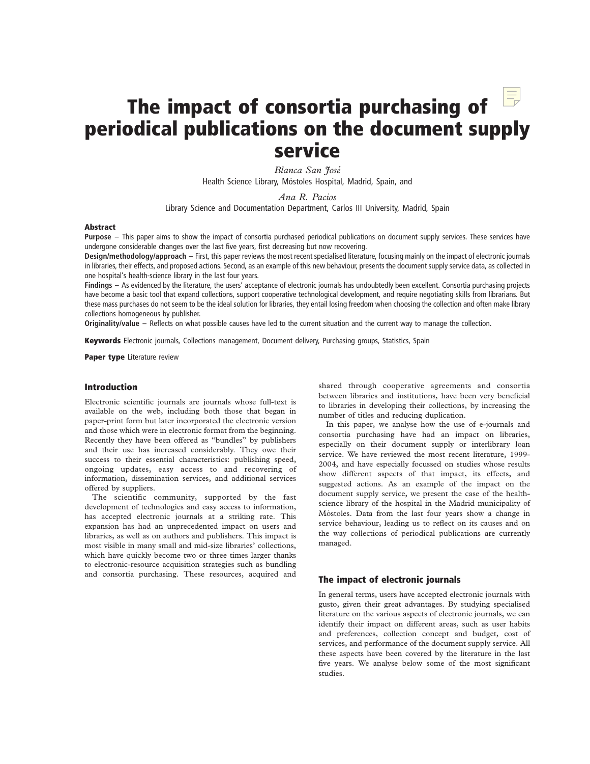# The impact of consortia purchasing of periodical publications on the document supply service

*Blanca San José*

Health Science Library, Móstoles Hospital, Madrid, Spain, and

*Ana R. Pacios*

Library Science and Documentation Department, Carlos III University, Madrid, Spain

## Abstract

**Purpose** – This paper aims to show the impact of consortia purchased periodical publications on document supply services. These services have undergone considerable changes over the last five years, first decreasing but now recovering.

**Design/methodology/approach** – First, this paper reviews the most recent specialised literature, focusing mainly on the impact of electronic journals in libraries, their effects, and proposed actions. Second, as an example of this new behaviour, presents the document supply service data, as collected in one hospital's health-science library in the last four years.

**Findings** – As evidenced by the literature, the users' acceptance of electronic journals has undoubtedly been excellent. Consortia purchasing projects have become a basic tool that expand collections, support cooperative technological development, and require negotiating skills from librarians. But these mass purchases do not seem to be the ideal solution for libraries, they entail losing freedom when choosing the collection and often make library collections homogeneous by publisher.

**Originality/value** – Reflects on what possible causes have led to the current situation and the current way to manage the collection.

**Keywords** Electronic journals, Collections management, Document delivery, Purchasing groups, Statistics, Spain

**Paper type** Literature review

## Introduction

Electronic scientific journals are journals whose full-text is available on the web, including both those that began in paper-print form but later incorporated the electronic version and those which were in electronic format from the beginning. Recently they have been offered as "bundles" by publishers and their use has increased considerably. They owe their success to their essential characteristics: publishing speed, ongoing updates, easy access to and recovering of information, dissemination services, and additional services offered by suppliers.

The scientific community, supported by the fast development of technologies and easy access to information, has accepted electronic journals at a striking rate. This expansion has had an unprecedented impact on users and libraries, as well as on authors and publishers. This impact is most visible in many small and mid-size libraries' collections, which have quickly become two or three times larger thanks to electronic-resource acquisition strategies such as bundling and consortia purchasing. These resources, acquired and shared through cooperative agreements and consortia between libraries and institutions, have been very beneficial to libraries in developing their collections, by increasing the number of titles and reducing duplication.

In this paper, we analyse how the use of e-journals and consortia purchasing have had an impact on libraries, especially on their document supply or interlibrary loan service. We have reviewed the most recent literature, 1999-2004, and have especially focussed on studies whose results show different aspects of that impact, its effects, and suggested actions. As an example of the impact on the document supply service, we present the case of the health-science library of the hospital in the Madrid municipality of Móstoles. Data from the last four years show a change in service behaviour, leading us to reflect on its causes and on the way collections of periodical publications are currently managed.

## The impact of electronic journals

In general terms, users have accepted electronic journals with gusto, given their great advantages. By studying specialised literature on the various aspects of electronic journals, we can identify their impact on different areas, such as user habits and preferences, collection concept and budget, cost of services, and performance of the document supply service. All these aspects have been covered by the literature in the last five years. We analyse below some of the most significant studies.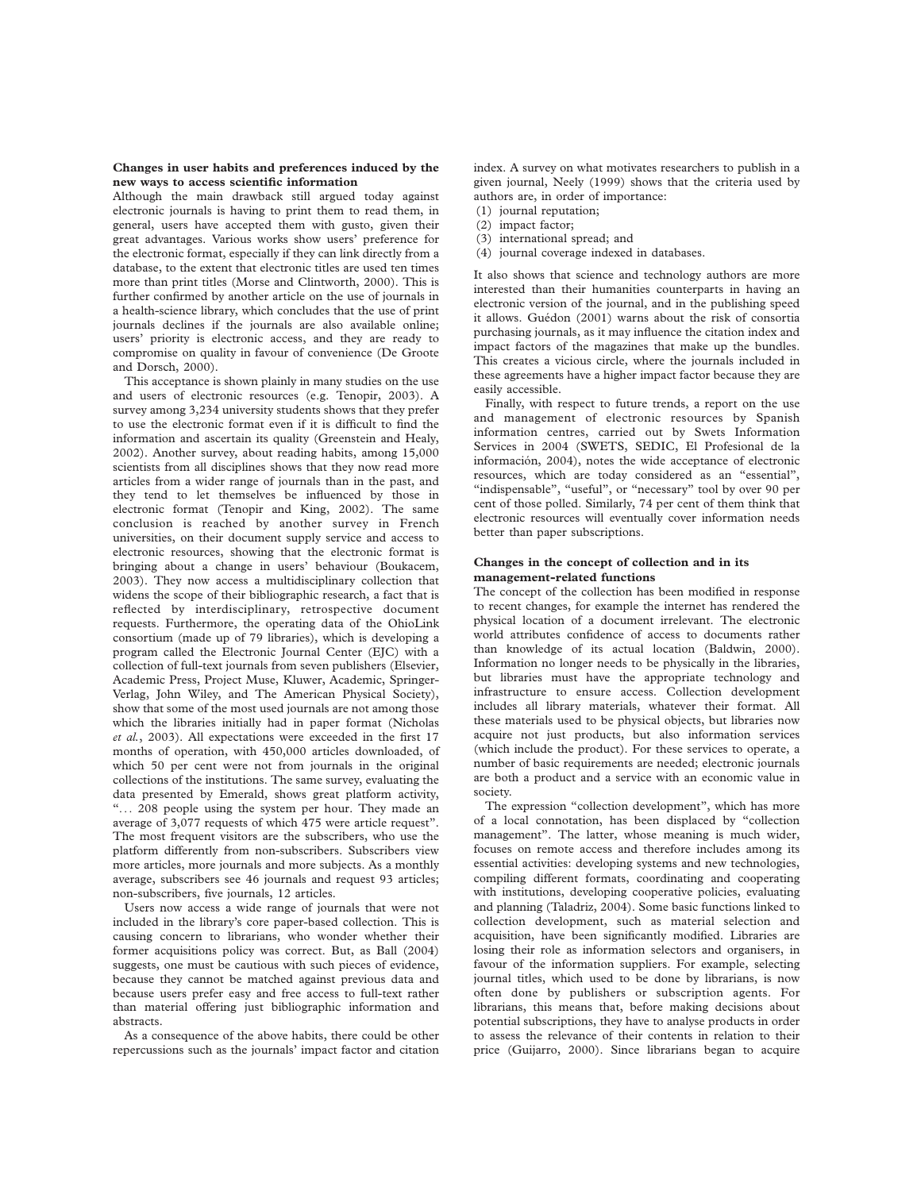**Changes in user habits and preferences induced by the new ways to access scientific information**

Although the main drawback still argued today against electronic journals is having to print them to read them, in general, users have accepted them with gusto, given their great advantages. Various works show users' preference for the electronic format, especially if they can link directly from a database, to the extent that electronic titles are used ten times more than print titles (Morse and Clintworth, 2000). This is further confirmed by another article on the use of journals in a health-science library, which concludes that the use of print journals declines if the journals are also available online; users' priority is electronic access, and they are ready to compromise on quality in favour of convenience (De Groote and Dorsch, 2000).

This acceptance is shown plainly in many studies on the use and users of electronic resources (e.g. Tenopir, 2003). A survey among 3,234 university students shows that they prefer to use the electronic format even if it is difficult to find the information and ascertain its quality (Greenstein and Healy, 2002). Another survey, about reading habits, among 15,000 scientists from all disciplines shows that they now read more articles from a wider range of journals than in the past, and they tend to let themselves be influenced by those in electronic format (Tenopir and King, 2002). The same conclusion is reached by another survey in French universities, on their document supply service and access to electronic resources, showing that the electronic format is bringing about a change in users' behaviour (Boukacem, 2003). They now access a multidisciplinary collection that widens the scope of their bibliographic research, a fact that is reflected by interdisciplinary, retrospective document requests. Furthermore, the operating data of the OhioLink consortium (made up of 79 libraries), which is developing a program called the Electronic Journal Center (EJC) with a collection of full-text journals from seven publishers (Elsevier, Academic Press, Project Muse, Kluwer, Academic, Springer-Verlag, John Wiley, and The American Physical Society), show that some of the most used journals are not among those which the libraries initially had in paper format (Nicholas *et al.*, 2003). All expectations were exceeded in the first 17 months of operation, with 450,000 articles downloaded, of which 50 per cent were not from journals in the original collections of the institutions. The same survey, evaluating the data presented by Emerald, shows great platform activity, "... 208 people using the system per hour. They made an average of 3,077 requests of which 475 were article request". The most frequent visitors are the subscribers, who use the platform differently from non-subscribers. Subscribers view more articles, more journals and more subjects. As a monthly average, subscribers see 46 journals and request 93 articles; non-subscribers, five journals, 12 articles.

Users now access a wide range of journals that were not included in the library's core paper-based collection. This is causing concern to librarians, who wonder whether their former acquisitions policy was correct. But, as Ball (2004) suggests, one must be cautious with such pieces of evidence, because they cannot be matched against previous data and because users prefer easy and free access to full-text rather than material offering just bibliographic information and abstracts.

As a consequence of the above habits, there could be other repercussions such as the journals' impact factor and citation index. A survey on what motivates researchers to publish in a given journal, Neely (1999) shows that the criteria used by authors are, in order of importance:

(1) journal reputation;
(2) impact factor;
(3) international spread; and
(4) journal coverage indexed in databases.

It also shows that science and technology authors are more interested than their humanities counterparts in having an electronic version of the journal, and in the publishing speed it allows. Guédon (2001) warns about the risk of consortia purchasing journals, as it may influence the citation index and impact factors of the magazines that make up the bundles. This creates a vicious circle, where the journals included in these agreements have a higher impact factor because they are easily accessible.

Finally, with respect to future trends, a report on the use and management of electronic resources by Spanish information centres, carried out by Swets Information Services in 2004 (SWETS, SEDIC, El Profesional de la información, 2004), notes the wide acceptance of electronic resources, which are today considered as an "essential", "indispensable", "useful", or "necessary" tool by over 90 per cent of those polled. Similarly, 74 per cent of them think that electronic resources will eventually cover information needs better than paper subscriptions.

**Changes in the concept of collection and in its management-related functions**

The concept of the collection has been modified in response to recent changes, for example the internet has rendered the physical location of a document irrelevant. The electronic world attributes confidence of access to documents rather than knowledge of its actual location (Baldwin, 2000). Information no longer needs to be physically in the libraries, but libraries must have the appropriate technology and infrastructure to ensure access. Collection development includes all library materials, whatever their format. All these materials used to be physical objects, but libraries now acquire not just products, but also information services (which include the product). For these services to operate, a number of basic requirements are needed; electronic journals are both a product and a service with an economic value in society.

The expression "collection development", which has more of a local connotation, has been displaced by "collection management". The latter, whose meaning is much wider, focuses on remote access and therefore includes among its essential activities: developing systems and new technologies, compiling different formats, coordinating and cooperating with institutions, developing cooperative policies, evaluating and planning (Taladriz, 2004). Some basic functions linked to collection development, such as material selection and acquisition, have been significantly modified. Libraries are losing their role as information selectors and organisers, in favour of the information suppliers. For example, selecting journal titles, which used to be done by librarians, is now often done by publishers or subscription agents. For librarians, this means that, before making decisions about potential subscriptions, they have to analyse products in order to assess the relevance of their contents in relation to their price (Guijarro, 2000). Since librarians began to acquire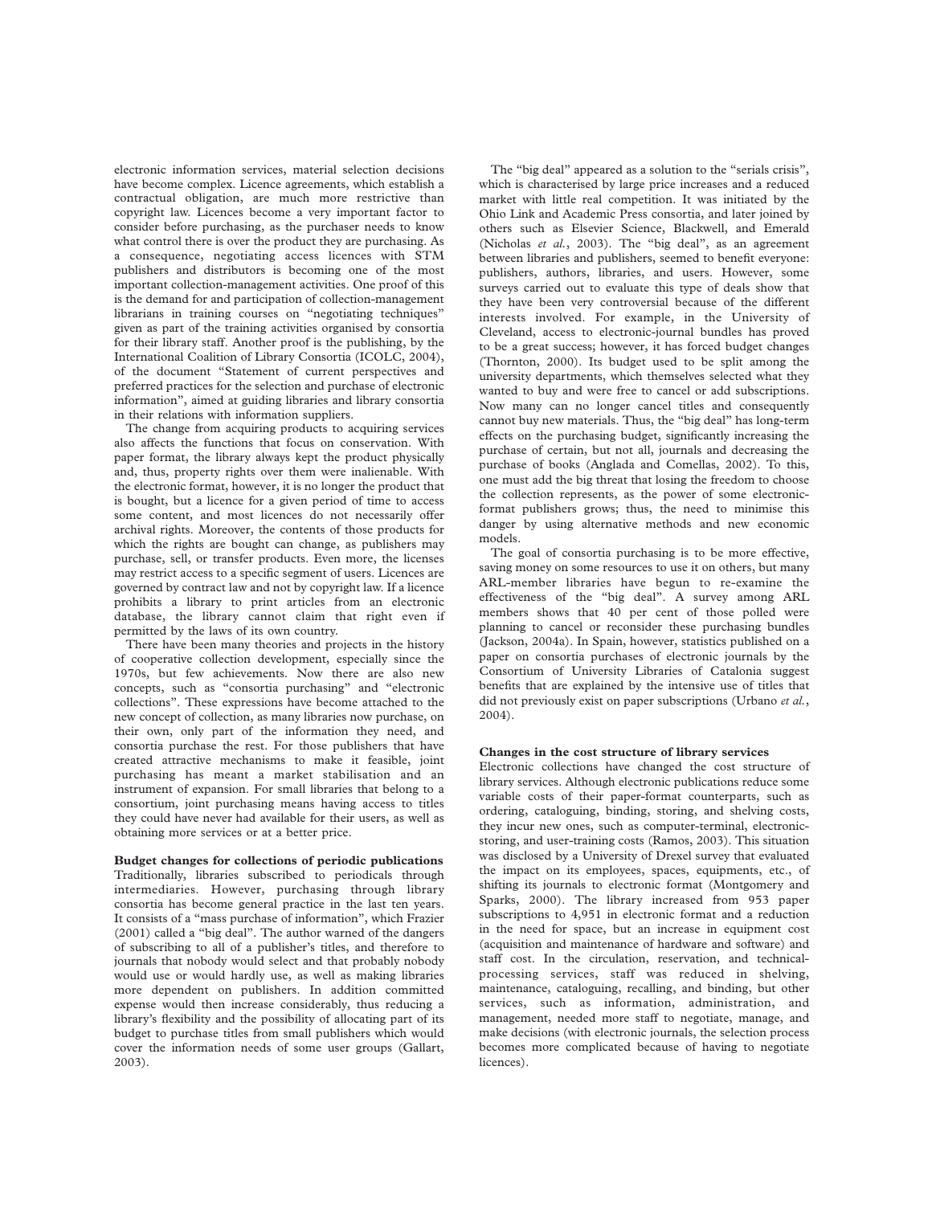electronic information services, material selection decisions have become complex. Licence agreements, which establish a contractual obligation, are much more restrictive than copyright law. Licences become a very important factor to consider before purchasing, as the purchaser needs to know what control there is over the product they are purchasing. As a consequence, negotiating access licences with STM publishers and distributors is becoming one of the most important collection-management activities. One proof of this is the demand for and participation of collection-management librarians in training courses on "negotiating techniques" given as part of the training activities organised by consortia for their library staff. Another proof is the publishing, by the International Coalition of Library Consortia (ICOLC, 2004), of the document "Statement of current perspectives and preferred practices for the selection and purchase of electronic information", aimed at guiding libraries and library consortia in their relations with information suppliers.

The change from acquiring products to acquiring services also affects the functions that focus on conservation. With paper format, the library always kept the product physically and, thus, property rights over them were inalienable. With the electronic format, however, it is no longer the product that is bought, but a licence for a given period of time to access some content, and most licences do not necessarily offer archival rights. Moreover, the contents of those products for which the rights are bought can change, as publishers may purchase, sell, or transfer products. Even more, the licenses may restrict access to a specific segment of users. Licences are governed by contract law and not by copyright law. If a licence prohibits a library to print articles from an electronic database, the library cannot claim that right even if permitted by the laws of its own country.

There have been many theories and projects in the history of cooperative collection development, especially since the 1970s, but few achievements. Now there are also new concepts, such as "consortia purchasing" and "electronic collections". These expressions have become attached to the new concept of collection, as many libraries now purchase, on their own, only part of the information they need, and consortia purchase the rest. For those publishers that have created attractive mechanisms to make it feasible, joint purchasing has meant a market stabilisation and an instrument of expansion. For small libraries that belong to a consortium, joint purchasing means having access to titles they could have never had available for their users, as well as obtaining more services or at a better price.

**Budget changes for collections of periodic publications**

Traditionally, libraries subscribed to periodicals through intermediaries. However, purchasing through library consortia has become general practice in the last ten years. It consists of a "mass purchase of information", which Frazier (2001) called a "big deal". The author warned of the dangers of subscribing to all of a publisher's titles, and therefore to journals that nobody would select and that probably nobody would use or would hardly use, as well as making libraries more dependent on publishers. In addition committed expense would then increase considerably, thus reducing a library's flexibility and the possibility of allocating part of its budget to purchase titles from small publishers which would cover the information needs of some user groups (Gallart, 2003).

The "big deal" appeared as a solution to the "serials crisis", which is characterised by large price increases and a reduced market with little real competition. It was initiated by the Ohio Link and Academic Press consortia, and later joined by others such as Elsevier Science, Blackwell, and Emerald (Nicholas *et al.*, 2003). The "big deal", as an agreement between libraries and publishers, seemed to benefit everyone: publishers, authors, libraries, and users. However, some surveys carried out to evaluate this type of deals show that they have been very controversial because of the different interests involved. For example, in the University of Cleveland, access to electronic-journal bundles has proved to be a great success; however, it has forced budget changes (Thornton, 2000). Its budget used to be split among the university departments, which themselves selected what they wanted to buy and were free to cancel or add subscriptions. Now many can no longer cancel titles and consequently cannot buy new materials. Thus, the "big deal" has long-term effects on the purchasing budget, significantly increasing the purchase of certain, but not all, journals and decreasing the purchase of books (Anglada and Comellas, 2002). To this, one must add the big threat that losing the freedom to choose the collection represents, as the power of some electronic-format publishers grows; thus, the need to minimise this danger by using alternative methods and new economic models.

The goal of consortia purchasing is to be more effective, saving money on some resources to use it on others, but many ARL-member libraries have begun to re-examine the effectiveness of the "big deal". A survey among ARL members shows that 40 per cent of those polled were planning to cancel or reconsider these purchasing bundles (Jackson, 2004a). In Spain, however, statistics published on a paper on consortia purchases of electronic journals by the Consortium of University Libraries of Catalonia suggest benefits that are explained by the intensive use of titles that did not previously exist on paper subscriptions (Urbano *et al.*, 2004).

**Changes in the cost structure of library services**

Electronic collections have changed the cost structure of library services. Although electronic publications reduce some variable costs of their paper-format counterparts, such as ordering, cataloguing, binding, storing, and shelving costs, they incur new ones, such as computer-terminal, electronic-storing, and user-training costs (Ramos, 2003). This situation was disclosed by a University of Drexel survey that evaluated the impact on its employees, spaces, equipments, etc., of shifting its journals to electronic format (Montgomery and Sparks, 2000). The library increased from 953 paper subscriptions to 4,951 in electronic format and a reduction in the need for space, but an increase in equipment cost (acquisition and maintenance of hardware and software) and staff cost. In the circulation, reservation, and technical-processing services, staff was reduced in shelving, maintenance, cataloguing, recalling, and binding, but other services, such as information, administration, and management, needed more staff to negotiate, manage, and make decisions (with electronic journals, the selection process becomes more complicated because of having to negotiate licences).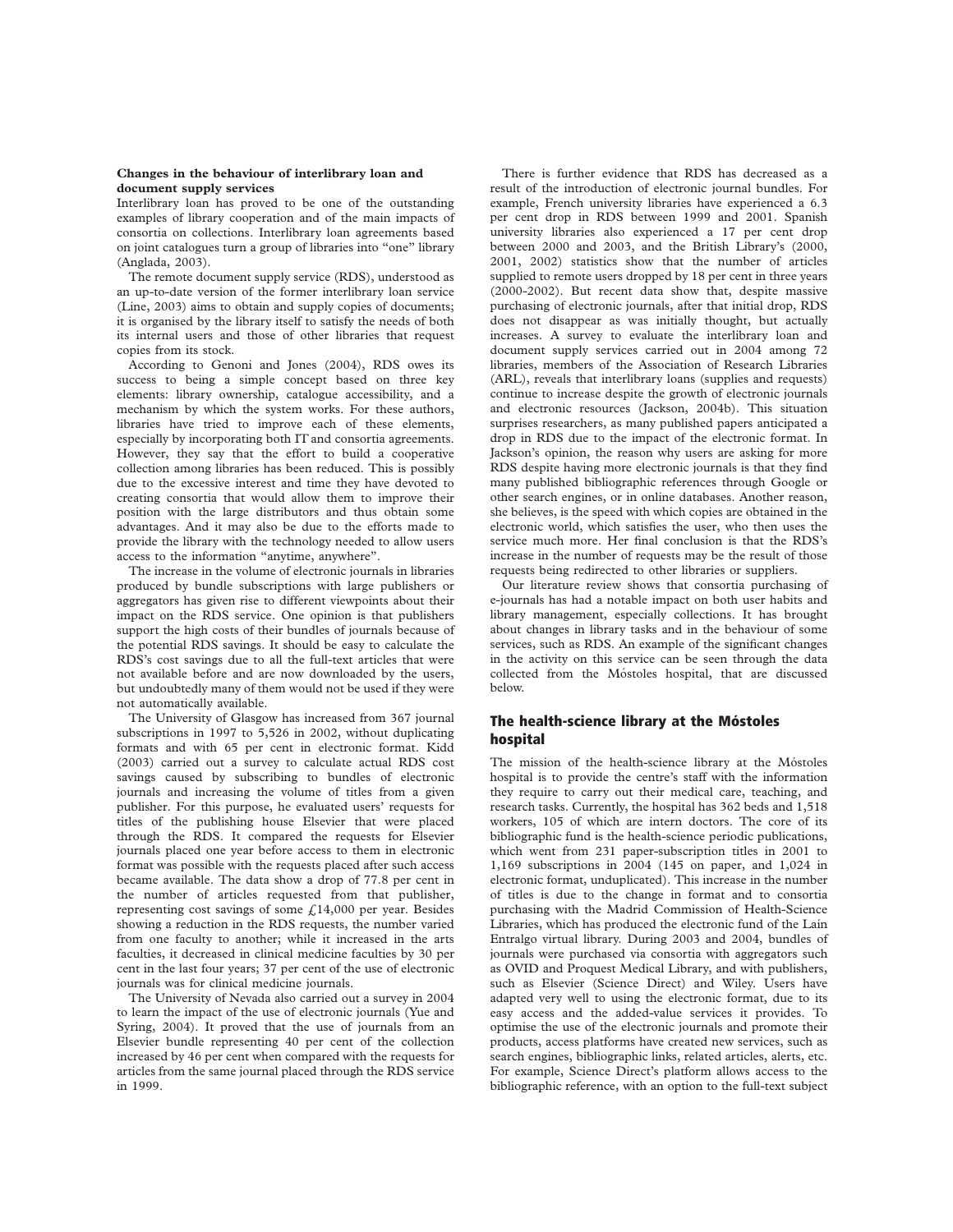**Changes in the behaviour of interlibrary loan and document supply services**

Interlibrary loan has proved to be one of the outstanding examples of library cooperation and of the main impacts of consortia on collections. Interlibrary loan agreements based on joint catalogues turn a group of libraries into "one" library (Anglada, 2003).

The remote document supply service (RDS), understood as an up-to-date version of the former interlibrary loan service (Line, 2003) aims to obtain and supply copies of documents; it is organised by the library itself to satisfy the needs of both its internal users and those of other libraries that request copies from its stock.

According to Genoni and Jones (2004), RDS owes its success to being a simple concept based on three key elements: library ownership, catalogue accessibility, and a mechanism by which the system works. For these authors, libraries have tried to improve each of these elements, especially by incorporating both IT and consortia agreements. However, they say that the effort to build a cooperative collection among libraries has been reduced. This is possibly due to the excessive interest and time they have devoted to creating consortia that would allow them to improve their position with the large distributors and thus obtain some advantages. And it may also be due to the efforts made to provide the library with the technology needed to allow users access to the information "anytime, anywhere".

The increase in the volume of electronic journals in libraries produced by bundle subscriptions with large publishers or aggregators has given rise to different viewpoints about their impact on the RDS service. One opinion is that publishers support the high costs of their bundles of journals because of the potential RDS savings. It should be easy to calculate the RDS's cost savings due to all the full-text articles that were not available before and are now downloaded by the users, but undoubtedly many of them would not be used if they were not automatically available.

The University of Glasgow has increased from 367 journal subscriptions in 1997 to 5,526 in 2002, without duplicating formats and with 65 per cent in electronic format. Kidd (2003) carried out a survey to calculate actual RDS cost savings caused by subscribing to bundles of electronic journals and increasing the volume of titles from a given publisher. For this purpose, he evaluated users' requests for titles of the publishing house Elsevier that were placed through the RDS. It compared the requests for Elsevier journals placed one year before access to them in electronic format was possible with the requests placed after such access became available. The data show a drop of 77.8 per cent in the number of articles requested from that publisher, representing cost savings of some £14,000 per year. Besides showing a reduction in the RDS requests, the number varied from one faculty to another; while it increased in the arts faculties, it decreased in clinical medicine faculties by 30 per cent in the last four years; 37 per cent of the use of electronic journals was for clinical medicine journals.

The University of Nevada also carried out a survey in 2004 to learn the impact of the use of electronic journals (Yue and Syring, 2004). It proved that the use of journals from an Elsevier bundle representing 40 per cent of the collection increased by 46 per cent when compared with the requests for articles from the same journal placed through the RDS service in 1999.

There is further evidence that RDS has decreased as a result of the introduction of electronic journal bundles. For example, French university libraries have experienced a 6.3 per cent drop in RDS between 1999 and 2001. Spanish university libraries also experienced a 17 per cent drop between 2000 and 2003, and the British Library's (2000, 2001, 2002) statistics show that the number of articles supplied to remote users dropped by 18 per cent in three years (2000-2002). But recent data show that, despite massive purchasing of electronic journals, after that initial drop, RDS does not disappear as was initially thought, but actually increases. A survey to evaluate the interlibrary loan and document supply services carried out in 2004 among 72 libraries, members of the Association of Research Libraries (ARL), reveals that interlibrary loans (supplies and requests) continue to increase despite the growth of electronic journals and electronic resources (Jackson, 2004b). This situation surprises researchers, as many published papers anticipated a drop in RDS due to the impact of the electronic format. In Jackson's opinion, the reason why users are asking for more RDS despite having more electronic journals is that they find many published bibliographic references through Google or other search engines, or in online databases. Another reason, she believes, is the speed with which copies are obtained in the electronic world, which satisfies the user, who then uses the service much more. Her final conclusion is that the RDS's increase in the number of requests may be the result of those requests being redirected to other libraries or suppliers.

Our literature review shows that consortia purchasing of e-journals has had a notable impact on both user habits and library management, especially collections. It has brought about changes in library tasks and in the behaviour of some services, such as RDS. An example of the significant changes in the activity on this service can be seen through the data collected from the Móstoles hospital, that are discussed below.

## The health-science library at the Móstoles hospital

The mission of the health-science library at the Móstoles hospital is to provide the centre's staff with the information they require to carry out their medical care, teaching, and research tasks. Currently, the hospital has 362 beds and 1,518 workers, 105 of which are intern doctors. The core of its bibliographic fund is the health-science periodic publications, which went from 231 paper-subscription titles in 2001 to 1,169 subscriptions in 2004 (145 on paper, and 1,024 in electronic format, unduplicated). This increase in the number of titles is due to the change in format and to consortia purchasing with the Madrid Commission of Health-Science Libraries, which has produced the electronic fund of the Laín Entralgo virtual library. During 2003 and 2004, bundles of journals were purchased via consortia with aggregators such as OVID and Proquest Medical Library, and with publishers, such as Elsevier (Science Direct) and Wiley. Users have adapted very well to using the electronic format, due to its easy access and the added-value services it provides. To optimise the use of the electronic journals and promote their products, access platforms have created new services, such as search engines, bibliographic links, related articles, alerts, etc. For example, Science Direct's platform allows access to the bibliographic reference, with an option to the full-text subject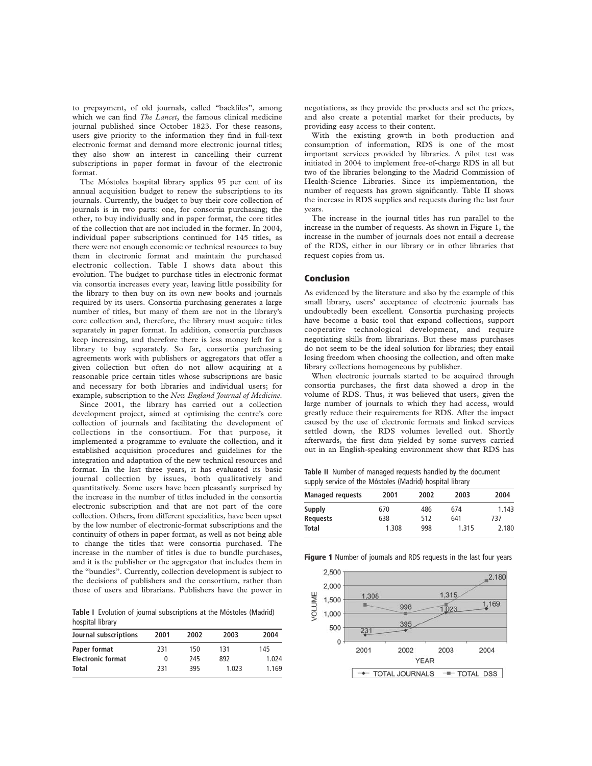to prepayment, of old journals, called "backfiles", among which we can find *The Lancet*, the famous clinical medicine journal published since October 1823. For these reasons, users give priority to the information they find in full-text electronic format and demand more electronic journal titles; they also show an interest in cancelling their current subscriptions in paper format in favour of the electronic format.

The Móstoles hospital library applies 95 per cent of its annual acquisition budget to renew the subscriptions to its journals. Currently, the budget to buy their core collection of journals is in two parts: one, for consortia purchasing; the other, to buy individually and in paper format, the core titles of the collection that are not included in the former. In 2004, individual paper subscriptions continued for 145 titles, as there were not enough economic or technical resources to buy them in electronic format and maintain the purchased electronic collection. Table I shows data about this evolution. The budget to purchase titles in electronic format via consortia increases every year, leaving little possibility for the library to then buy on its own new books and journals required by its users. Consortia purchasing generates a large number of titles, but many of them are not in the library's core collection and, therefore, the library must acquire titles separately in paper format. In addition, consortia purchases keep increasing, and therefore there is less money left for a library to buy separately. So far, consortia purchasing agreements work with publishers or aggregators that offer a given collection but often do not allow acquiring at a reasonable price certain titles whose subscriptions are basic and necessary for both libraries and individual users; for example, subscription to the *New England Journal of Medicine*.

Since 2001, the library has carried out a collection development project, aimed at optimising the centre's core collection of journals and facilitating the development of collections in the consortium. For that purpose, it implemented a programme to evaluate the collection, and it established acquisition procedures and guidelines for the integration and adaptation of the new technical resources and format. In the last three years, it has evaluated its basic journal collection by issues, both qualitatively and quantitatively. Some users have been pleasantly surprised by the increase in the number of titles included in the consortia electronic subscription and that are not part of the core collection. Others, from different specialities, have been upset by the low number of electronic-format subscriptions and the continuity of others in paper format, as well as not being able to change the titles that were consortia purchased. The increase in the number of titles is due to bundle purchases, and it is the publisher or the aggregator that includes them in the "bundles". Currently, collection development is subject to the decisions of publishers and the consortium, rather than those of users and librarians. Publishers have the power in negotiations, as they provide the products and set the prices, and also create a potential market for their products, by providing easy access to their content.

**Table I** Evolution of journal subscriptions at the Móstoles (Madrid) hospital library

| Journal subscriptions | 2001 | 2002 | 2003 | 2004 |
|---|---|---|---|---|
| Paper format | 231 | 150 | 131 | 145 |
| Electronic format | 0 | 245 | 892 | 1.024 |
| Total | 231 | 395 | 1.023 | 1.169 |

With the existing growth in both production and consumption of information, RDS is one of the most important services provided by libraries. A pilot test was initiated in 2004 to implement free-of-charge RDS in all but two of the libraries belonging to the Madrid Commission of Health-Science Libraries. Since its implementation, the number of requests has grown significantly. Table II shows the increase in RDS supplies and requests during the last four years.

The increase in the journal titles has run parallel to the increase in the number of requests. As shown in Figure 1, the increase in the number of journals does not entail a decrease of the RDS, either in our library or in other libraries that request copies from us.

## Conclusion

As evidenced by the literature and also by the example of this small library, users' acceptance of electronic journals has undoubtedly been excellent. Consortia purchasing projects have become a basic tool that expand collections, support cooperative technological development, and require negotiating skills from librarians. But these mass purchases do not seem to be the ideal solution for libraries; they entail losing freedom when choosing the collection, and often make library collections homogeneous by publisher.

When electronic journals started to be acquired through consortia purchases, the first data showed a drop in the volume of RDS. Thus, it was believed that users, given the large number of journals to which they had access, would greatly reduce their requirements for RDS. After the impact caused by the use of electronic formats and linked services settled down, the RDS volumes levelled out. Shortly afterwards, the first data yielded by some surveys carried out in an English-speaking environment show that RDS has

**Table II** Number of managed requests handled by the document supply service of the Móstoles (Madrid) hospital library

| Managed requests | 2001 | 2002 | 2003 | 2004 |
|---|---|---|---|---|
| Supply | 670 | 486 | 674 | 1.143 |
| Requests | 638 | 512 | 641 | 737 |
| Total | 1.308 | 998 | 1.315 | 2.180 |

**Figure 1** Number of journals and RDS requests in the last four years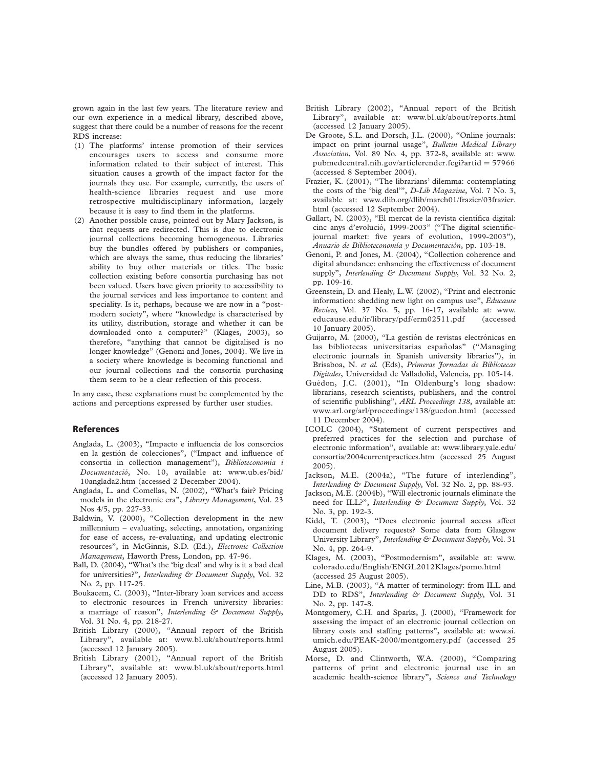grown again in the last few years. The literature review and our own experience in a medical library, described above, suggest that there could be a number of reasons for the recent RDS increase:

(1) The platforms' intense promotion of their services encourages users to access and consume more information related to their subject of interest. This situation causes a growth of the impact factor for the journals they use. For example, currently, the users of health-science libraries request and use more retrospective multidisciplinary information, largely because it is easy to find them in the platforms.
(2) Another possible cause, pointed out by Mary Jackson, is that requests are redirected. This is due to electronic journal collections becoming homogeneous. Libraries buy the bundles offered by publishers or companies, which are always the same, thus reducing the libraries' ability to buy other materials or titles. The basic collection existing before consortia purchasing has not been valued. Users have given priority to accessibility to the journal services and less importance to content and speciality. Is it, perhaps, because we are now in a "post-modern society", where "knowledge is characterised by its utility, distribution, storage and whether it can be downloaded onto a computer?" (Klages, 2003), so therefore, "anything that cannot be digitalised is no longer knowledge" (Genoni and Jones, 2004). We live in a society where knowledge is becoming functional and our journal collections and the consortia purchasing them seem to be a clear reflection of this process.

In any case, these explanations must be complemented by the actions and perceptions expressed by further user studies.

## References

Anglada, L. (2003), "Impacto e influencia de los consorcios en la gestión de colecciones", ("Impact and influence of consortia in collection management"), *Biblioteconomia i Documentació*, No. 10, available at: www.ub.es/bid/10anglada2.htm (accessed 2 December 2004).

Anglada, L. and Comellas, N. (2002), "What's fair? Pricing models in the electronic era", *Library Management*, Vol. 23 Nos 4/5, pp. 227-33.

Baldwin, V. (2000), "Collection development in the new millennium – evaluating, selecting, annotation, organizing for ease of access, re-evaluating, and updating electronic resources", in McGinnis, S.D. (Ed.), *Electronic Collection Management*, Haworth Press, London, pp. 47-96.

Ball, D. (2004), "What's the 'big deal' and why is it a bad deal for universities?", *Interlending & Document Supply*, Vol. 32 No. 2, pp. 117-25.

Boukacem, C. (2003), "Inter-library loan services and access to electronic resources in French university libraries: a marriage of reason", *Interlending & Document Supply*, Vol. 31 No. 4, pp. 218-27.

British Library (2000), "Annual report of the British Library", available at: www.bl.uk/about/reports.html (accessed 12 January 2005).

British Library (2001), "Annual report of the British Library", available at: www.bl.uk/about/reports.html (accessed 12 January 2005).

British Library (2002), "Annual report of the British Library", available at: www.bl.uk/about/reports.html (accessed 12 January 2005).

De Groote, S.L. and Dorsch, J.L. (2000), "Online journals: impact on print journal usage", *Bulletin Medical Library Association*, Vol. 89 No. 4, pp. 372-8, available at: www.pubmedcentral.nih.gov/articlerender.fcgi?artid = 57966 (accessed 8 September 2004).

Frazier, K. (2001), "The librarians' dilemma: contemplating the costs of the 'big deal'", *D-Lib Magazine*, Vol. 7 No. 3, available at: www.dlib.org/dlib/march01/frazier/03frazier.html (accessed 12 September 2004).

Gallart, N. (2003), "El mercat de la revista científica digital: cinc anys d'evolució, 1999-2003" ("The digital scientific-journal market: five years of evolution, 1999-2003"), *Anuario de Biblioteconomía y Documentación*, pp. 103-18.

Genoni, P. and Jones, M. (2004), "Collection coherence and digital abundance: enhancing the effectiveness of document supply", *Interlending & Document Supply*, Vol. 32 No. 2, pp. 109-16.

Greenstein, D. and Healy, L.W. (2002), "Print and electronic information: shedding new light on campus use", *Educause Review*, Vol. 37 No. 5, pp. 16-17, available at: www.educause.edu/ir/library/pdf/erm02511.pdf (accessed 10 January 2005).

Guijarro, M. (2000), "La gestión de revistas electrónicas en las bibliotecas universitarias españolas" ("Managing electronic journals in Spanish university libraries"), in Brisaboa, N. *et al.* (Eds), *Primeras Jornadas de Bibliotecas Digitales*, Universidad de Valladolid, Valencia, pp. 105-14.

Guédon, J.C. (2001), "In Oldenburg's long shadow: librarians, research scientists, publishers, and the control of scientific publishing", *ARL Proceedings 138*, available at: www.arl.org/arl/proceedings/138/guedon.html (accessed 11 December 2004).

ICOLC (2004), "Statement of current perspectives and preferred practices for the selection and purchase of electronic information", available at: www.library.yale.edu/consortia/2004currentpractices.htm (accessed 25 August 2005).

Jackson, M.E. (2004a), "The future of interlending", *Interlending & Document Supply*, Vol. 32 No. 2, pp. 88-93.

Jackson, M.E. (2004b), "Will electronic journals eliminate the need for ILL?", *Interlending & Document Supply*, Vol. 32 No. 3, pp. 192-3.

Kidd, T. (2003), "Does electronic journal access affect document delivery requests? Some data from Glasgow University Library", *Interlending & Document Supply*, Vol. 31 No. 4, pp. 264-9.

Klages, M. (2003), "Postmodernism", available at: www.colorado.edu/English/ENGL2012Klages/pomo.html (accessed 25 August 2005).

Line, M.B. (2003), "A matter of terminology: from ILL and DD to RDS", *Interlending & Document Supply*, Vol. 31 No. 2, pp. 147-8.

Montgomery, C.H. and Sparks, J. (2000), "Framework for assessing the impact of an electronic journal collection on library costs and staffing patterns", available at: www.si.umich.edu/PEAK-2000/montgomery.pdf (accessed 25 August 2005).

Morse, D. and Clintworth, W.A. (2000), "Comparing patterns of print and electronic journal use in an academic health-science library", *Science and Technology*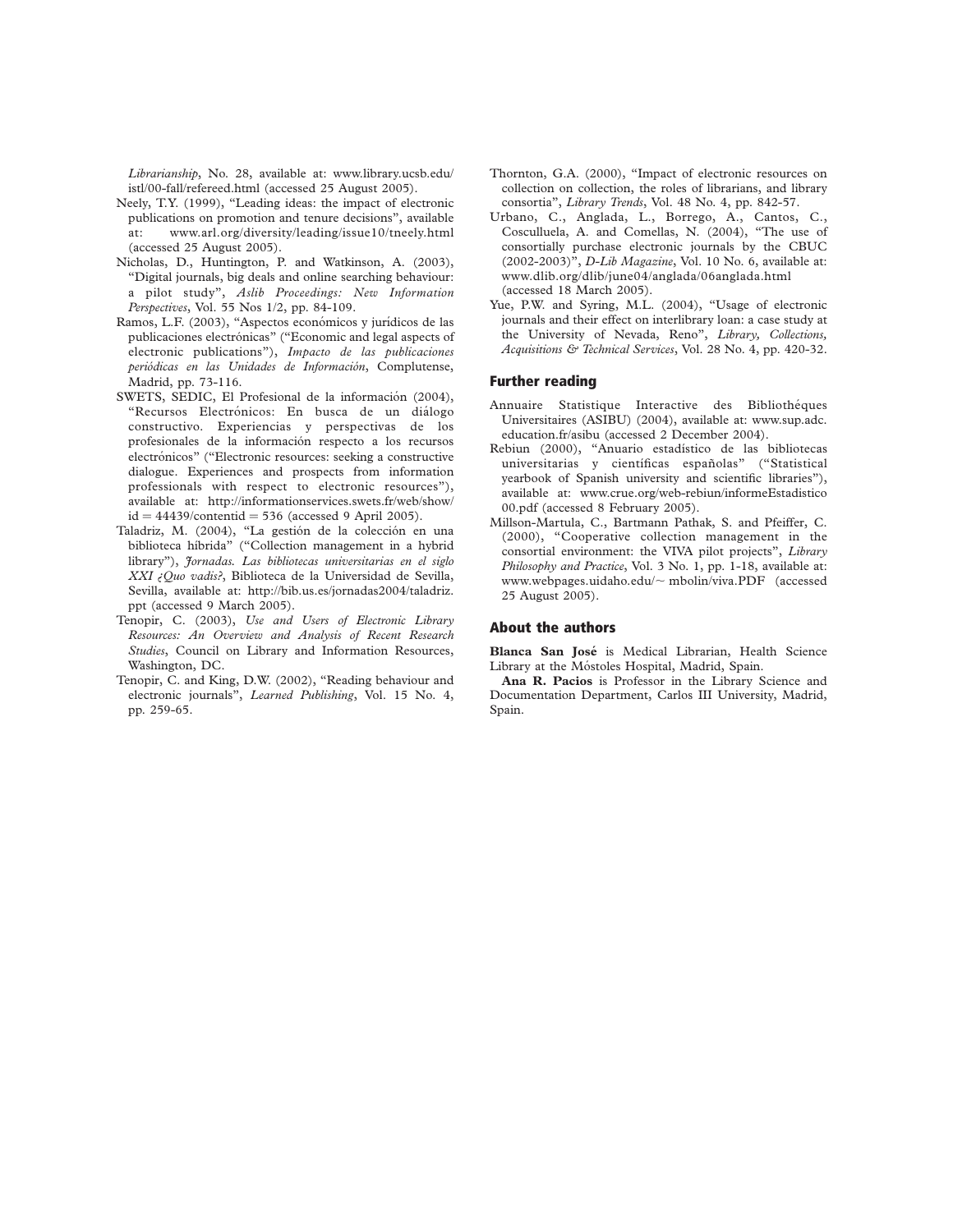*Librarianship*, No. 28, available at: www.library.ucsb.edu/istl/00-fall/refereed.html (accessed 25 August 2005).

Neely, T.Y. (1999), "Leading ideas: the impact of electronic publications on promotion and tenure decisions", available at: www.arl.org/diversity/leading/issue10/tneely.html (accessed 25 August 2005).

Nicholas, D., Huntington, P. and Watkinson, A. (2003), "Digital journals, big deals and online searching behaviour: a pilot study", *Aslib Proceedings: New Information Perspectives*, Vol. 55 Nos 1/2, pp. 84-109.

Ramos, L.F. (2003), "Aspectos económicos y jurídicos de las publicaciones electrónicas" ("Economic and legal aspects of electronic publications"), *Impacto de las publicaciones periódicas en las Unidades de Información*, Complutense, Madrid, pp. 73-116.

SWETS, SEDIC, El Profesional de la información (2004), "Recursos Electrónicos: En busca de un diálogo constructivo. Experiencias y perspectivas de los profesionales de la información respecto a los recursos electrónicos" ("Electronic resources: seeking a constructive dialogue. Experiences and prospects from information professionals with respect to electronic resources"), available at: http://informationservices.swets.fr/web/show/id = 44439/contentid = 536 (accessed 9 April 2005).

Taladriz, M. (2004), "La gestión de la colección en una biblioteca híbrida" ("Collection management in a hybrid library"), *Jornadas. Las bibliotecas universitarias en el siglo XXI ¿Quo vadis?*, Biblioteca de la Universidad de Sevilla, Sevilla, available at: http://bib.us.es/jornadas2004/taladriz.ppt (accessed 9 March 2005).

Tenopir, C. (2003), *Use and Users of Electronic Library Resources: An Overview and Analysis of Recent Research Studies*, Council on Library and Information Resources, Washington, DC.

Tenopir, C. and King, D.W. (2002), "Reading behaviour and electronic journals", *Learned Publishing*, Vol. 15 No. 4, pp. 259-65.

Thornton, G.A. (2000), "Impact of electronic resources on collection on collection, the roles of librarians, and library consortia", *Library Trends*, Vol. 48 No. 4, pp. 842-57.

Urbano, C., Anglada, L., Borrego, A., Cantos, C., Cosculluela, A. and Comellas, N. (2004), "The use of consortially purchase electronic journals by the CBUC (2002-2003)", *D-Lib Magazine*, Vol. 10 No. 6, available at: www.dlib.org/dlib/june04/anglada/06anglada.html (accessed 18 March 2005).

Yue, P.W. and Syring, M.L. (2004), "Usage of electronic journals and their effect on interlibrary loan: a case study at the University of Nevada, Reno", *Library, Collections, Acquisitions & Technical Services*, Vol. 28 No. 4, pp. 420-32.

## Further reading

Annuaire Statistique Interactive des Bibliothéques Universitaires (ASIBU) (2004), available at: www.sup.adc.education.fr/asibu (accessed 2 December 2004).

Rebiun (2000), "Anuario estadístico de las bibliotecas universitarias y científicas españolas" ("Statistical yearbook of Spanish university and scientific libraries"), available at: www.crue.org/web-rebiun/informeEstadistico00.pdf (accessed 8 February 2005).

Millson-Martula, C., Bartmann Pathak, S. and Pfeiffer, C. (2000), "Cooperative collection management in the consortial environment: the VIVA pilot projects", *Library Philosophy and Practice*, Vol. 3 No. 1, pp. 1-18, available at: www.webpages.uidaho.edu/~ mbolin/viva.PDF (accessed 25 August 2005).

## About the authors

**Blanca San José** is Medical Librarian, Health Science Library at the Móstoles Hospital, Madrid, Spain.

**Ana R. Pacios** is Professor in the Library Science and Documentation Department, Carlos III University, Madrid, Spain.